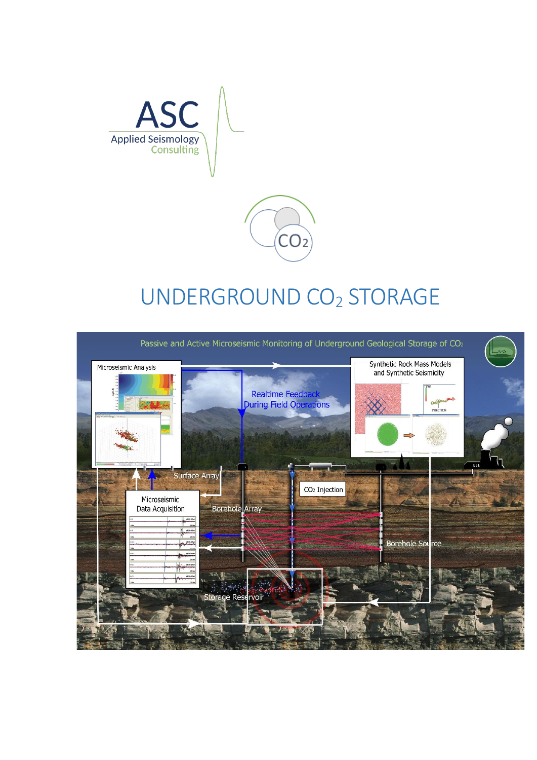ASC

Applied Seismology Consulting

# UNDERGROUND $CO_2$ STORAGE

Passive and Active Microseismic Monitoring of Underground Geological Storage of $CO_2$

Microseismic Analysis

Synthetic Rock Mass Models and Synthetic Seismicity

Realtime Feedback During Field Operations

Surface Array

$CO_2$ Injection

Microseismic Data Acquisition

Borehole Array

Borehole Source

Storage Reservoir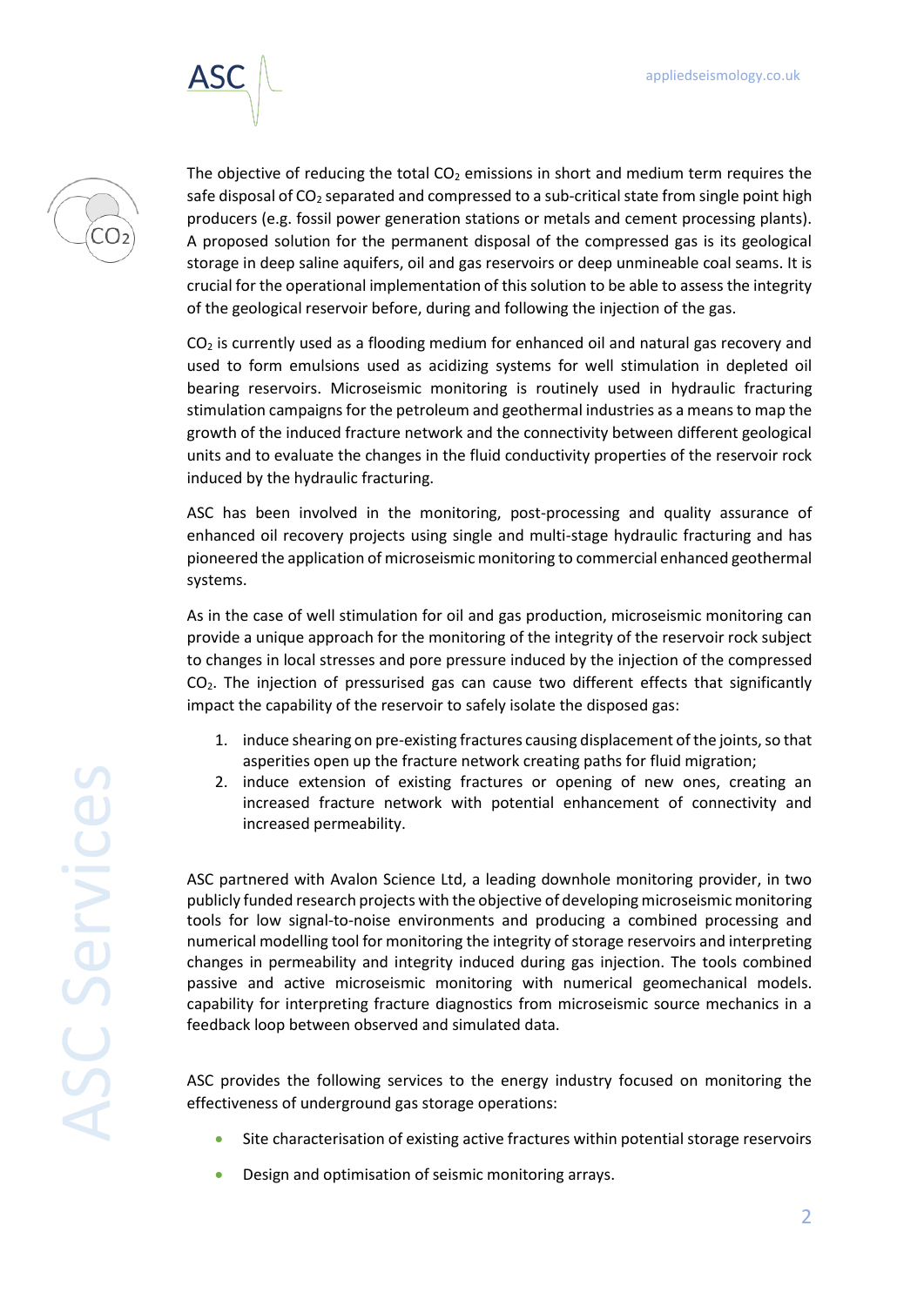The objective of reducing the total $CO_2$ emissions in short and medium term requires the safe disposal of $CO_2$ separated and compressed to a sub-critical state from single point high producers (e.g. fossil power generation stations or metals and cement processing plants). A proposed solution for the permanent disposal of the compressed gas is its geological storage in deep saline aquifers, oil and gas reservoirs or deep unmineable coal seams. It is crucial for the operational implementation of this solution to be able to assess the integrity of the geological reservoir before, during and following the injection of the gas.

$CO_2$ is currently used as a flooding medium for enhanced oil and natural gas recovery and used to form emulsions used as acidizing systems for well stimulation in depleted oil bearing reservoirs. Microseismic monitoring is routinely used in hydraulic fracturing stimulation campaigns for the petroleum and geothermal industries as a means to map the growth of the induced fracture network and the connectivity between different geological units and to evaluate the changes in the fluid conductivity properties of the reservoir rock induced by the hydraulic fracturing.

ASC has been involved in the monitoring, post-processing and quality assurance of enhanced oil recovery projects using single and multi-stage hydraulic fracturing and has pioneered the application of microseismic monitoring to commercial enhanced geothermal systems.

As in the case of well stimulation for oil and gas production, microseismic monitoring can provide a unique approach for the monitoring of the integrity of the reservoir rock subject to changes in local stresses and pore pressure induced by the injection of the compressed $CO_2$. The injection of pressurised gas can cause two different effects that significantly impact the capability of the reservoir to safely isolate the disposed gas:

1. induce shearing on pre-existing fractures causing displacement of the joints, so that asperities open up the fracture network creating paths for fluid migration;
2. induce extension of existing fractures or opening of new ones, creating an increased fracture network with potential enhancement of connectivity and increased permeability.

ASC partnered with Avalon Science Ltd, a leading downhole monitoring provider, in two publicly funded research projects with the objective of developing microseismic monitoring tools for low signal-to-noise environments and producing a combined processing and numerical modelling tool for monitoring the integrity of storage reservoirs and interpreting changes in permeability and integrity induced during gas injection. The tools combined passive and active microseismic monitoring with numerical geomechanical models. capability for interpreting fracture diagnostics from microseismic source mechanics in a feedback loop between observed and simulated data.

ASC provides the following services to the energy industry focused on monitoring the effectiveness of underground gas storage operations:

- Site characterisation of existing active fractures within potential storage reservoirs
- Design and optimisation of seismic monitoring arrays.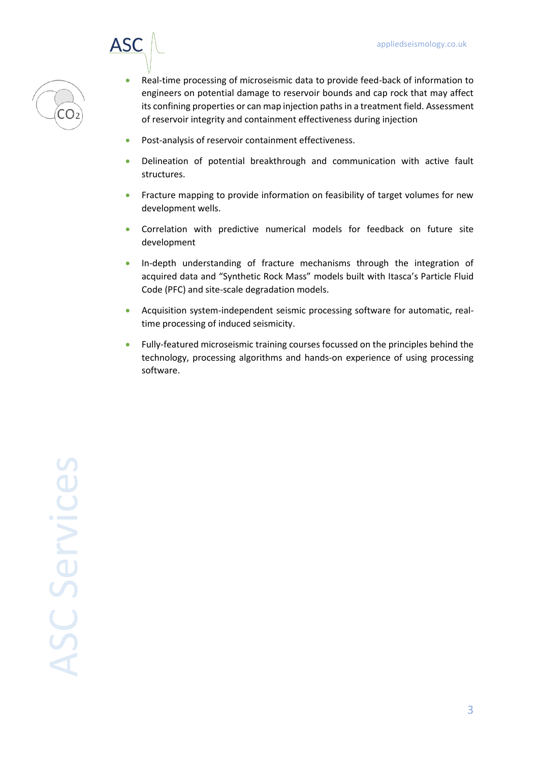- Real-time processing of microseismic data to provide feed-back of information to engineers on potential damage to reservoir bounds and cap rock that may affect its confining properties or can map injection paths in a treatment field. Assessment of reservoir integrity and containment effectiveness during injection
- Post-analysis of reservoir containment effectiveness.
- Delineation of potential breakthrough and communication with active fault structures.
- Fracture mapping to provide information on feasibility of target volumes for new development wells.
- Correlation with predictive numerical models for feedback on future site development
- In-depth understanding of fracture mechanisms through the integration of acquired data and "Synthetic Rock Mass" models built with Itasca's Particle Fluid Code (PFC) and site-scale degradation models.
- Acquisition system-independent seismic processing software for automatic, real-time processing of induced seismicity.
- Fully-featured microseismic training courses focussed on the principles behind the technology, processing algorithms and hands-on experience of using processing software.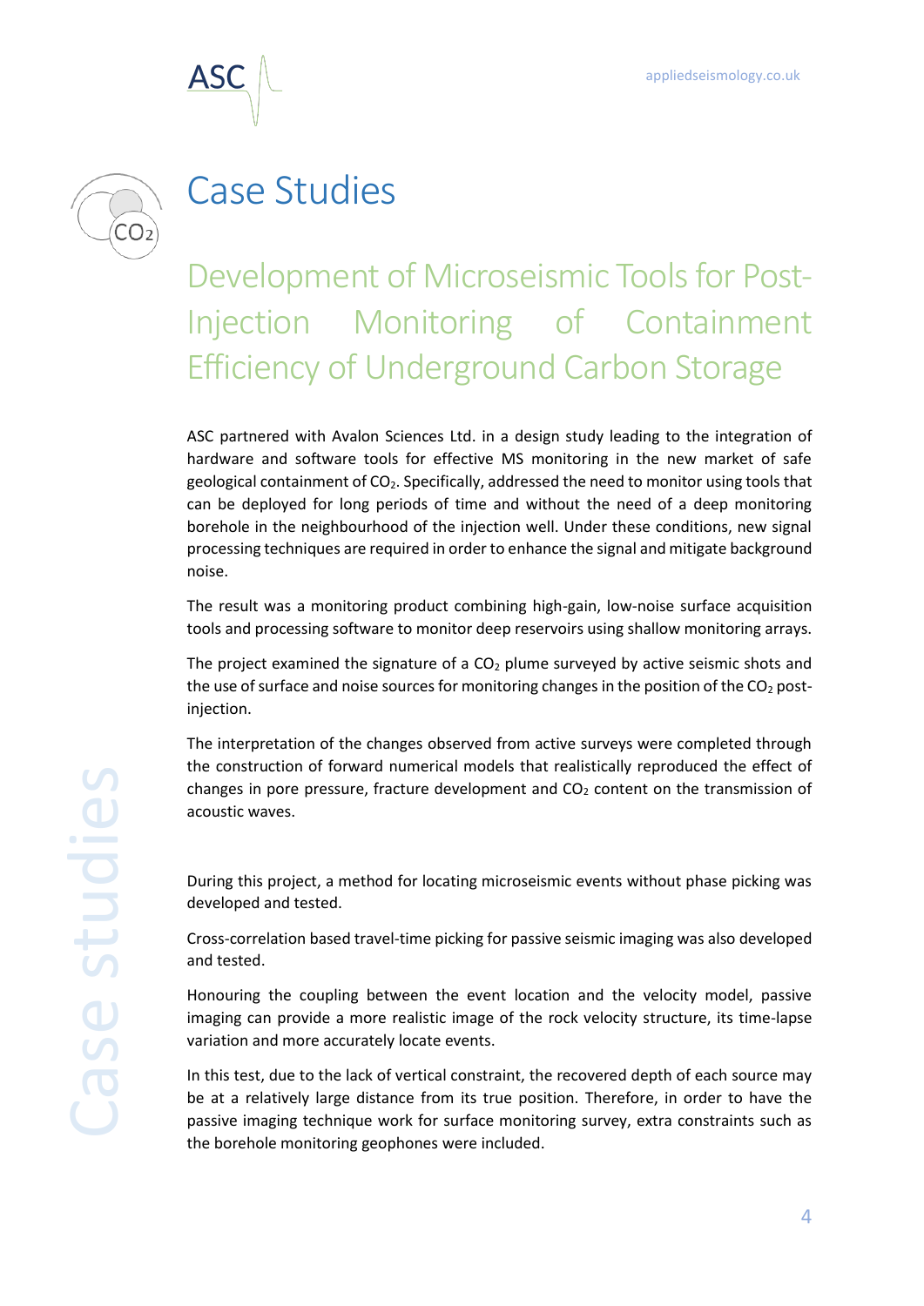# Case Studies

## Development of Microseismic Tools for Post-Injection Monitoring of Containment Efficiency of Underground Carbon Storage

ASC partnered with Avalon Sciences Ltd. in a design study leading to the integration of hardware and software tools for effective MS monitoring in the new market of safe geological containment of $CO_2$. Specifically, addressed the need to monitor using tools that can be deployed for long periods of time and without the need of a deep monitoring borehole in the neighbourhood of the injection well. Under these conditions, new signal processing techniques are required in order to enhance the signal and mitigate background noise.

The result was a monitoring product combining high-gain, low-noise surface acquisition tools and processing software to monitor deep reservoirs using shallow monitoring arrays.

The project examined the signature of a $CO_2$ plume surveyed by active seismic shots and the use of surface and noise sources for monitoring changes in the position of the $CO_2$ post-injection.

The interpretation of the changes observed from active surveys were completed through the construction of forward numerical models that realistically reproduced the effect of changes in pore pressure, fracture development and $CO_2$ content on the transmission of acoustic waves.

During this project, a method for locating microseismic events without phase picking was developed and tested.

Cross-correlation based travel-time picking for passive seismic imaging was also developed and tested.

Honouring the coupling between the event location and the velocity model, passive imaging can provide a more realistic image of the rock velocity structure, its time-lapse variation and more accurately locate events.

In this test, due to the lack of vertical constraint, the recovered depth of each source may be at a relatively large distance from its true position. Therefore, in order to have the passive imaging technique work for surface monitoring survey, extra constraints such as the borehole monitoring geophones were included.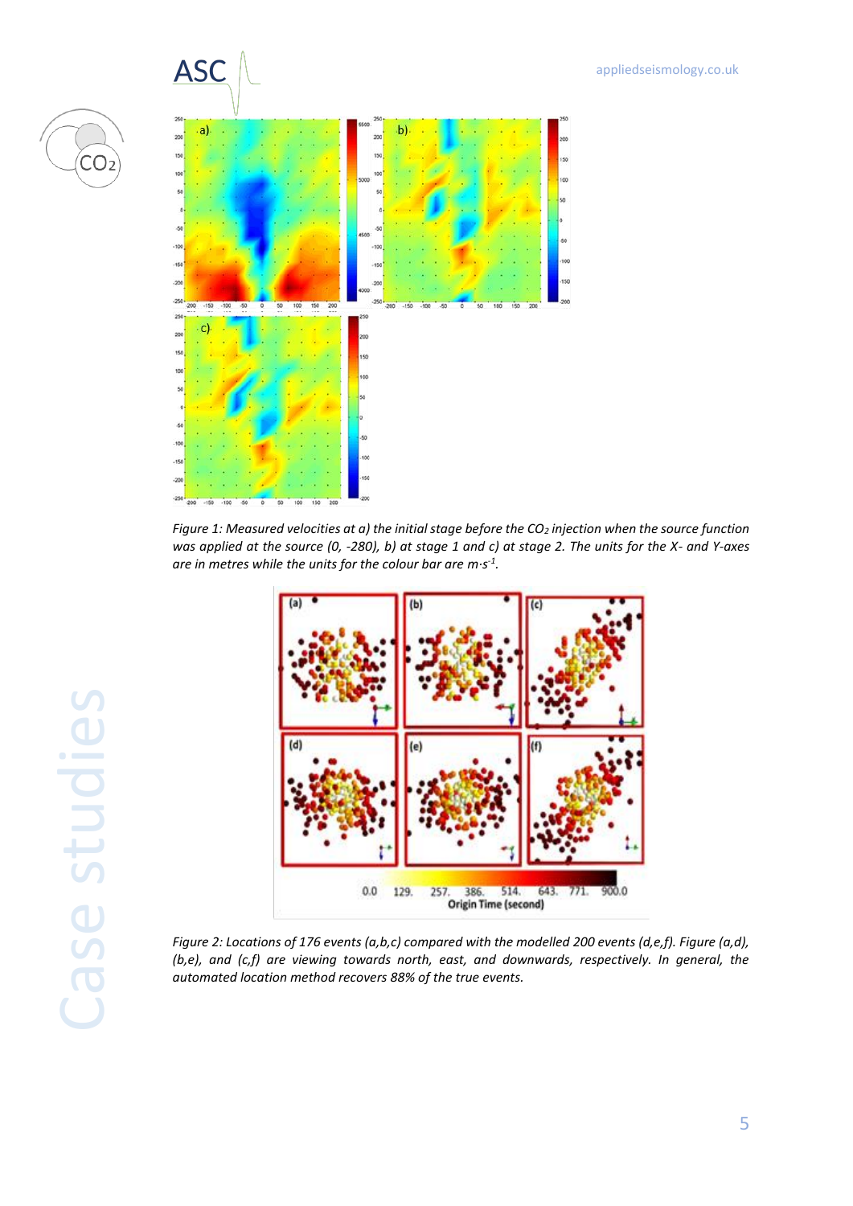*Figure 1: Measured velocities at a) the initial stage before the $CO_2$ injection when the source function was applied at the source (0, -280), b) at stage 1 and c) at stage 2. The units for the X- and Y-axes are in metres while the units for the colour bar are $m \cdot s^{-1}$.*

*Figure 2: Locations of 176 events (a,b,c) compared with the modelled 200 events (d,e,f). Figure (a,d), (b,e), and (c,f) are viewing towards north, east, and downwards, respectively. In general, the automated location method recovers 88% of the true events.*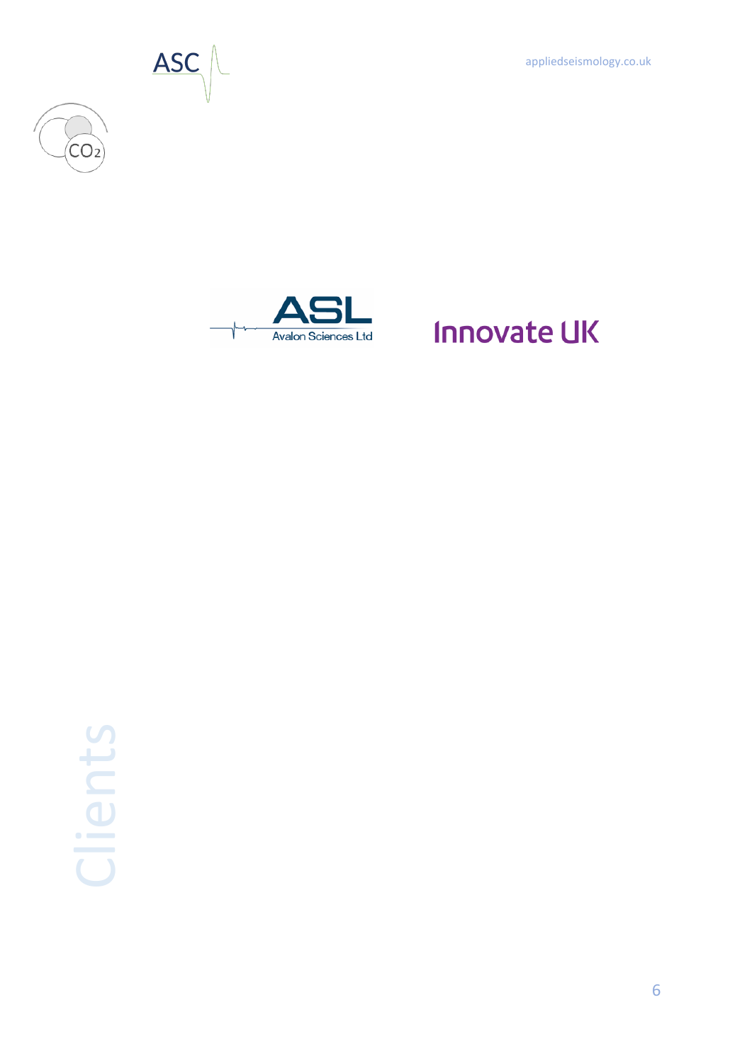# Clients

ASL Avalon Sciences Ltd

Innovate UK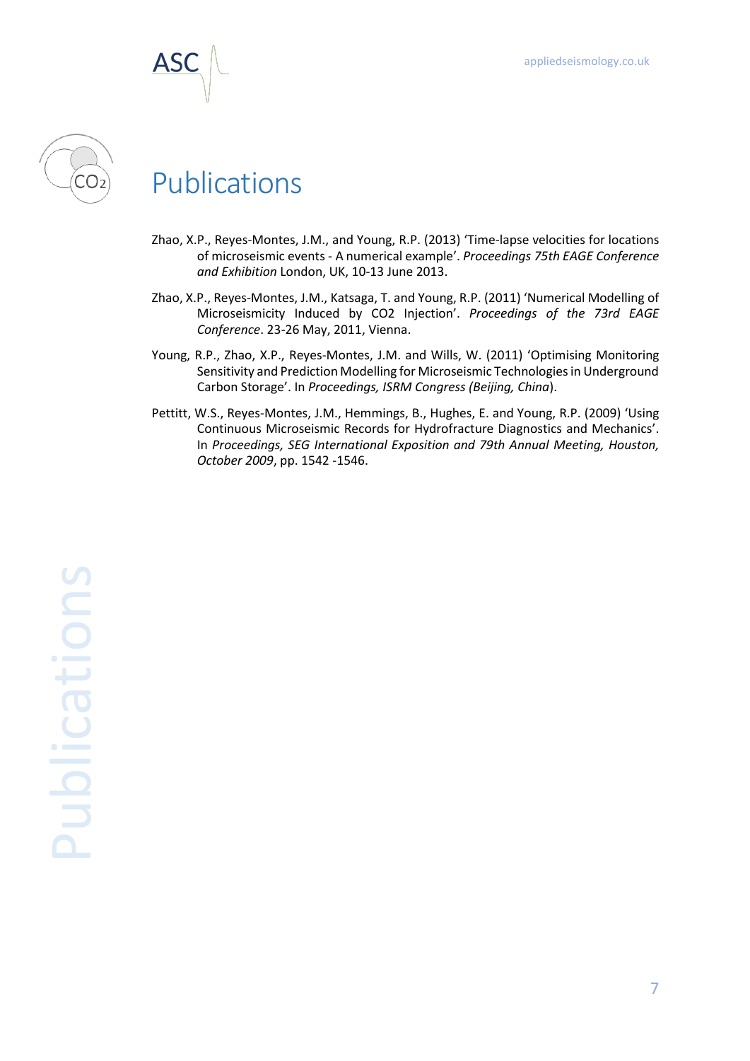# Publications

Zhao, X.P., Reyes-Montes, J.M., and Young, R.P. (2013) 'Time-lapse velocities for locations of microseismic events - A numerical example'. *Proceedings 75th EAGE Conference and Exhibition* London, UK, 10-13 June 2013.

Zhao, X.P., Reyes-Montes, J.M., Katsaga, T. and Young, R.P. (2011) 'Numerical Modelling of Microseismicity Induced by CO2 Injection'. *Proceedings of the 73rd EAGE Conference*. 23-26 May, 2011, Vienna.

Young, R.P., Zhao, X.P., Reyes-Montes, J.M. and Wills, W. (2011) 'Optimising Monitoring Sensitivity and Prediction Modelling for Microseismic Technologies in Underground Carbon Storage'. In *Proceedings, ISRM Congress (Beijing, China*).

Pettitt, W.S., Reyes-Montes, J.M., Hemmings, B., Hughes, E. and Young, R.P. (2009) 'Using Continuous Microseismic Records for Hydrofracture Diagnostics and Mechanics'. In *Proceedings, SEG International Exposition and 79th Annual Meeting, Houston, October 2009*, pp. 1542 -1546.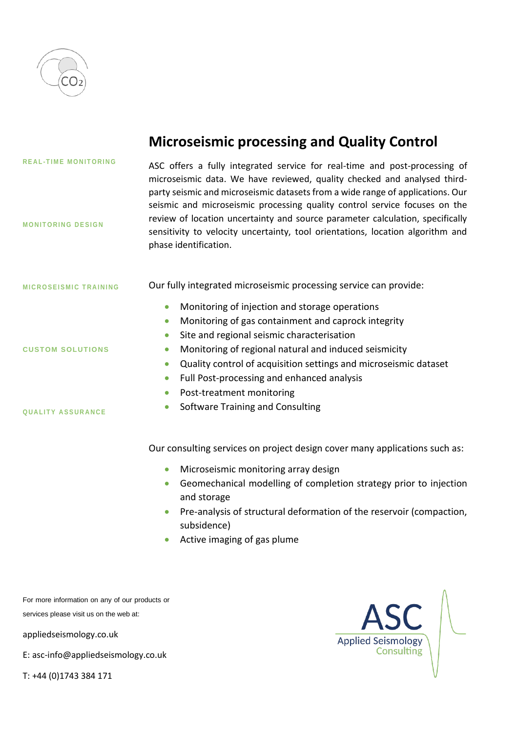# Microseismic processing and Quality Control

REAL-TIME MONITORING

MONITORING DESIGN

MICROSEISMIC TRAINING

CUSTOM SOLUTIONS

QUALITY ASSURANCE

ASC offers a fully integrated service for real-time and post-processing of microseismic data. We have reviewed, quality checked and analysed third-party seismic and microseismic datasets from a wide range of applications. Our seismic and microseismic processing quality control service focuses on the review of location uncertainty and source parameter calculation, specifically sensitivity to velocity uncertainty, tool orientations, location algorithm and phase identification.

Our fully integrated microseismic processing service can provide:

- Monitoring of injection and storage operations
- Monitoring of gas containment and caprock integrity
- Site and regional seismic characterisation
- Monitoring of regional natural and induced seismicity
- Quality control of acquisition settings and microseismic dataset
- Full Post-processing and enhanced analysis
- Post-treatment monitoring
- Software Training and Consulting

Our consulting services on project design cover many applications such as:

- Microseismic monitoring array design
- Geomechanical modelling of completion strategy prior to injection and storage
- Pre-analysis of structural deformation of the reservoir (compaction, subsidence)
- Active imaging of gas plume

For more information on any of our products or services please visit us on the web at:

appliedseismology.co.uk

E: asc-info@appliedseismology.co.uk

T: +44 (0)1743 384 171

ASC Applied Seismology Consulting